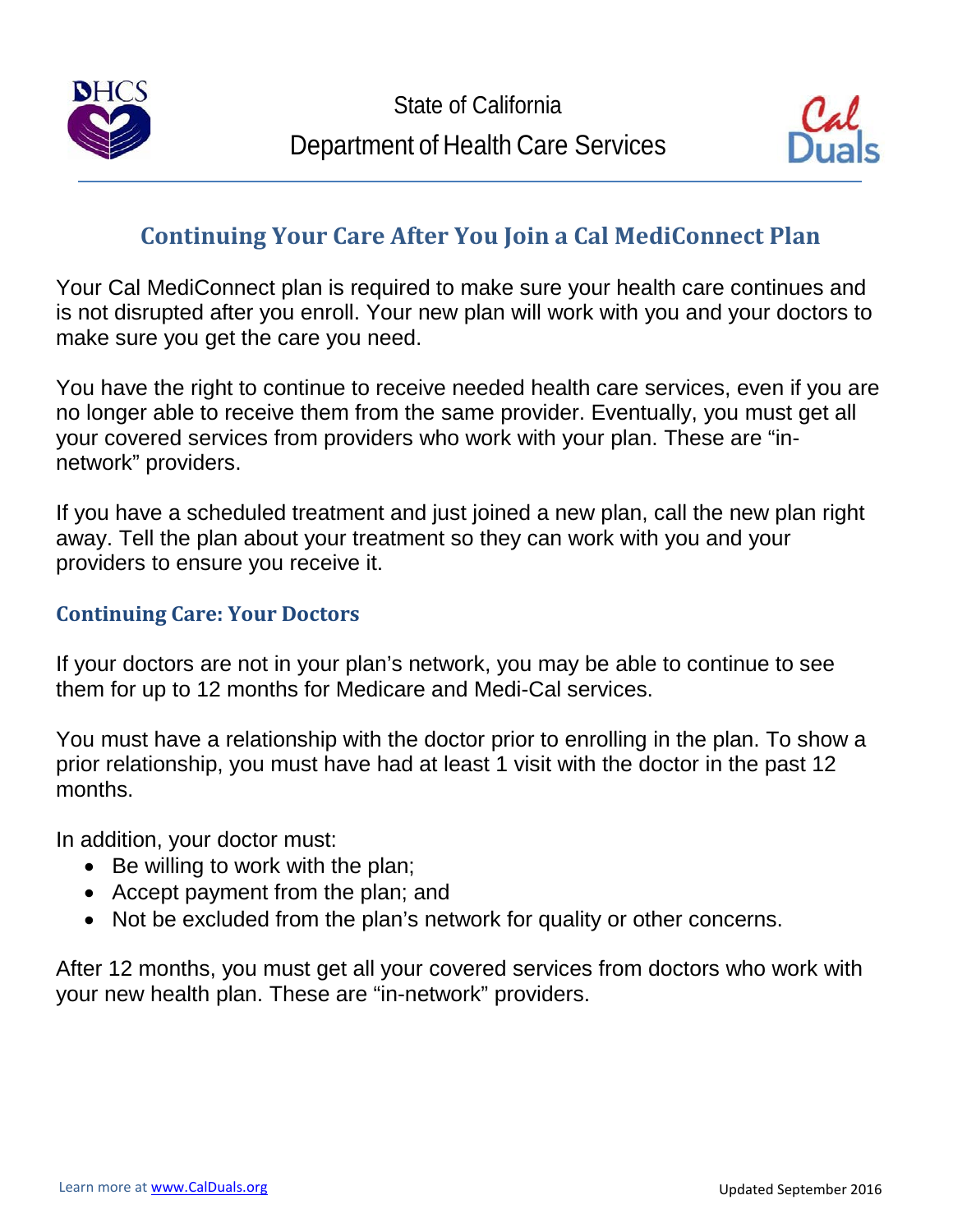State of California

Department of Health Care Services

# Continuing Your Care After You Join a Cal MediConnect Plan

Your Cal MediConnect plan is required to make sure your health care continues and is not disrupted after you enroll. Your new plan will work with you and your doctors to make sure you get the care you need.

You have the right to continue to receive needed health care services, even if you are no longer able to receive them from the same provider. Eventually, you must get all your covered services from providers who work with your plan. These are "in-network" providers.

If you have a scheduled treatment and just joined a new plan, call the new plan right away. Tell the plan about your treatment so they can work with you and your providers to ensure you receive it.

## Continuing Care: Your Doctors

If your doctors are not in your plan's network, you may be able to continue to see them for up to 12 months for Medicare and Medi-Cal services.

You must have a relationship with the doctor prior to enrolling in the plan. To show a prior relationship, you must have had at least 1 visit with the doctor in the past 12 months.

In addition, your doctor must:

- Be willing to work with the plan;
- Accept payment from the plan; and
- Not be excluded from the plan's network for quality or other concerns.

After 12 months, you must get all your covered services from doctors who work with your new health plan. These are "in-network" providers.

Learn more at www.CalDuals.org

Updated September 2016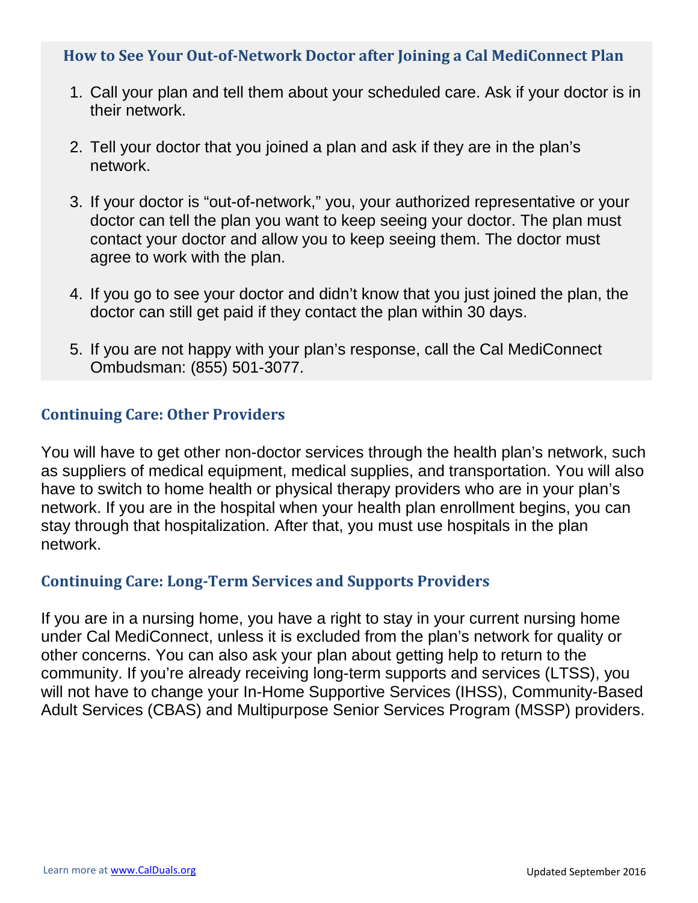### How to See Your Out-of-Network Doctor after Joining a Cal MediConnect Plan

1. Call your plan and tell them about your scheduled care. Ask if your doctor is in their network.
2. Tell your doctor that you joined a plan and ask if they are in the plan's network.
3. If your doctor is "out-of-network," you, your authorized representative or your doctor can tell the plan you want to keep seeing your doctor. The plan must contact your doctor and allow you to keep seeing them. The doctor must agree to work with the plan.
4. If you go to see your doctor and didn't know that you just joined the plan, the doctor can still get paid if they contact the plan within 30 days.
5. If you are not happy with your plan's response, call the Cal MediConnect Ombudsman: (855) 501-3077.

## Continuing Care: Other Providers

You will have to get other non-doctor services through the health plan's network, such as suppliers of medical equipment, medical supplies, and transportation. You will also have to switch to home health or physical therapy providers who are in your plan's network. If you are in the hospital when your health plan enrollment begins, you can stay through that hospitalization. After that, you must use hospitals in the plan network.

## Continuing Care: Long-Term Services and Supports Providers

If you are in a nursing home, you have a right to stay in your current nursing home under Cal MediConnect, unless it is excluded from the plan's network for quality or other concerns. You can also ask your plan about getting help to return to the community. If you're already receiving long-term supports and services (LTSS), you will not have to change your In-Home Supportive Services (IHSS), Community-Based Adult Services (CBAS) and Multipurpose Senior Services Program (MSSP) providers.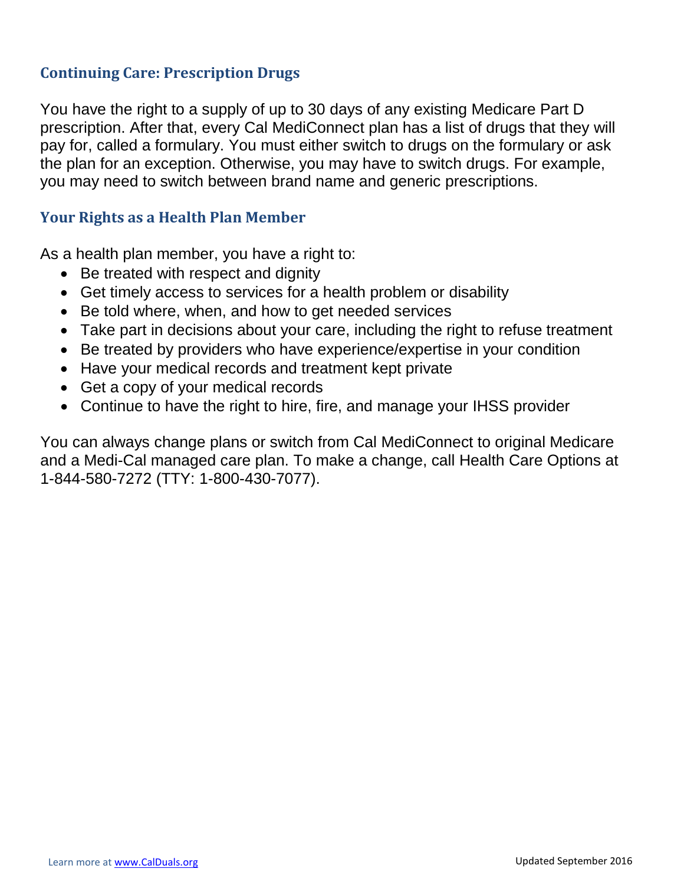## Continuing Care: Prescription Drugs

You have the right to a supply of up to 30 days of any existing Medicare Part D prescription. After that, every Cal MediConnect plan has a list of drugs that they will pay for, called a formulary. You must either switch to drugs on the formulary or ask the plan for an exception. Otherwise, you may have to switch drugs. For example, you may need to switch between brand name and generic prescriptions.

## Your Rights as a Health Plan Member

As a health plan member, you have a right to:

- Be treated with respect and dignity
- Get timely access to services for a health problem or disability
- Be told where, when, and how to get needed services
- Take part in decisions about your care, including the right to refuse treatment
- Be treated by providers who have experience/expertise in your condition
- Have your medical records and treatment kept private
- Get a copy of your medical records
- Continue to have the right to hire, fire, and manage your IHSS provider

You can always change plans or switch from Cal MediConnect to original Medicare and a Medi-Cal managed care plan. To make a change, call Health Care Options at 1-844-580-7272 (TTY: 1-800-430-7077).

Learn more at [www.CalDuals.org](http://www.CalDuals.org)

Updated September 2016